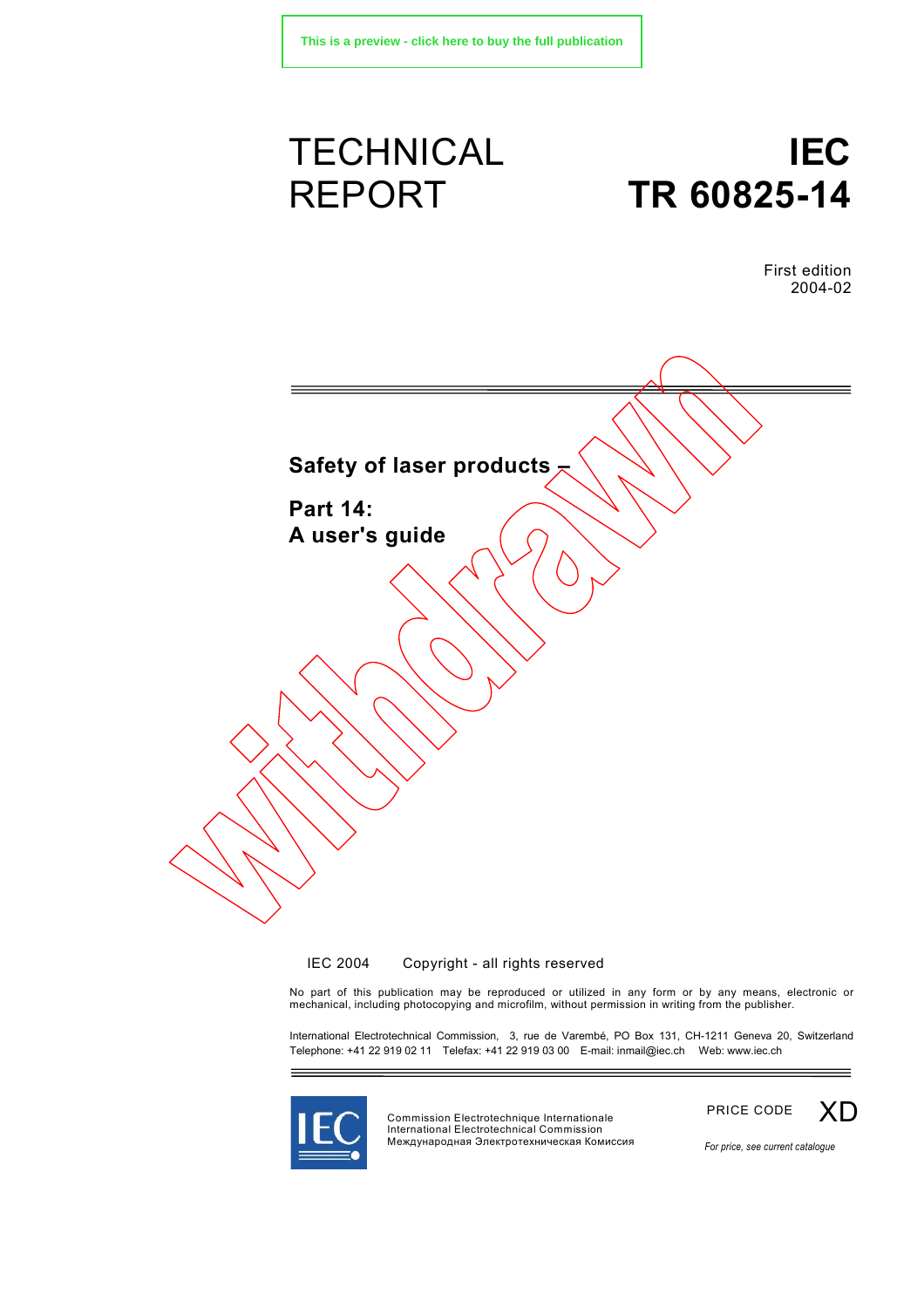This is a preview - click here to buy the full publication

# TECHNICAL REPORT

# IEC TR 60825-14

First edition
2004-02

Withdrawn

**Safety of laser products –**

**Part 14:**
**A user's guide**

IEC 2004 Copyright - all rights reserved

No part of this publication may be reproduced or utilized in any form or by any means, electronic or mechanical, including photocopying and microfilm, without permission in writing from the publisher.

International Electrotechnical Commission, 3, rue de Varembé, PO Box 131, CH-1211 Geneva 20, Switzerland
Telephone: +41 22 919 02 11 Telefax: +41 22 919 03 00 E-mail: inmail@iec.ch Web: www.iec.ch

IEC

Commission Electrotechnique Internationale
International Electrotechnical Commission
Международная Электротехническая Комиссия

PRICE CODE XD

*For price, see current catalogue*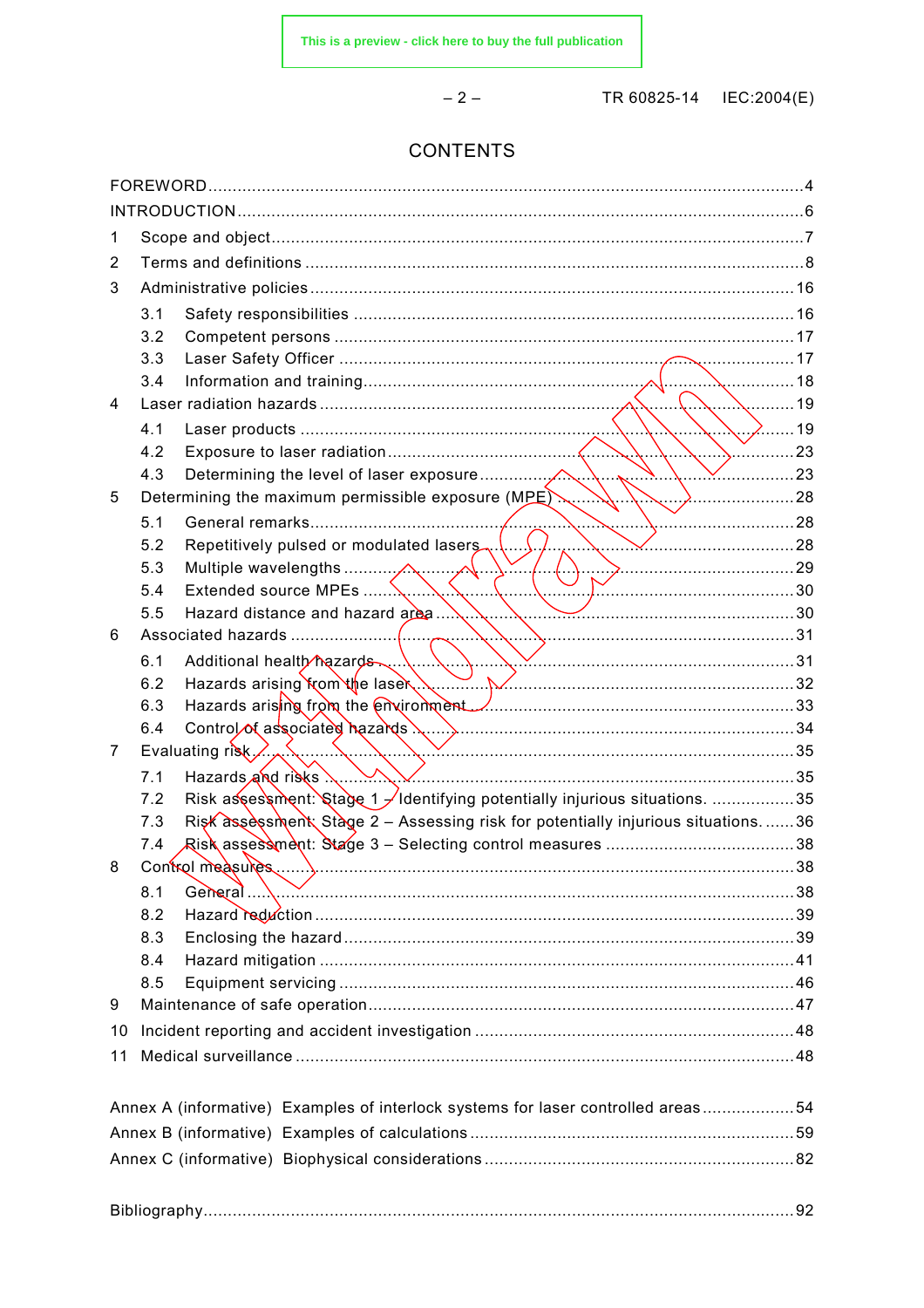# CONTENTS

FOREWORD ........ 4
INTRODUCTION ........ 6
1 Scope and object ........ 7
2 Terms and definitions ........ 8
3 Administrative policies ........ 16
  3.1 Safety responsibilities ........ 16
  3.2 Competent persons ........ 17
  3.3 Laser Safety Officer ........ 17
  3.4 Information and training ........ 18
4 Laser radiation hazards ........ 19
  4.1 Laser products ........ 19
  4.2 Exposure to laser radiation ........ 23
  4.3 Determining the level of laser exposure ........ 23
5 Determining the maximum permissible exposure (MPE) ........ 28
  5.1 General remarks ........ 28
  5.2 Repetitively pulsed or modulated lasers ........ 28
  5.3 Multiple wavelengths ........ 29
  5.4 Extended source MPEs ........ 30
  5.5 Hazard distance and hazard area ........ 30
6 Associated hazards ........ 31
  6.1 Additional health hazards ........ 31
  6.2 Hazards arising from the laser ........ 32
  6.3 Hazards arising from the environment ........ 33
  6.4 Control of associated hazards ........ 34
7 Evaluating risk ........ 35
  7.1 Hazards and risks ........ 35
  7.2 Risk assessment: Stage 1 – Identifying potentially injurious situations. ........ 35
  7.3 Risk assessment: Stage 2 – Assessing risk for potentially injurious situations. ........ 36
  7.4 Risk assessment: Stage 3 – Selecting control measures ........ 38
8 Control measures ........ 38
  8.1 General ........ 38
  8.2 Hazard reduction ........ 39
  8.3 Enclosing the hazard ........ 39
  8.4 Hazard mitigation ........ 41
  8.5 Equipment servicing ........ 46
9 Maintenance of safe operation ........ 47
10 Incident reporting and accident investigation ........ 48
11 Medical surveillance ........ 48

Annex A (informative) Examples of interlock systems for laser controlled areas ........ 54
Annex B (informative) Examples of calculations ........ 59
Annex C (informative) Biophysical considerations ........ 82

Bibliography ........ 92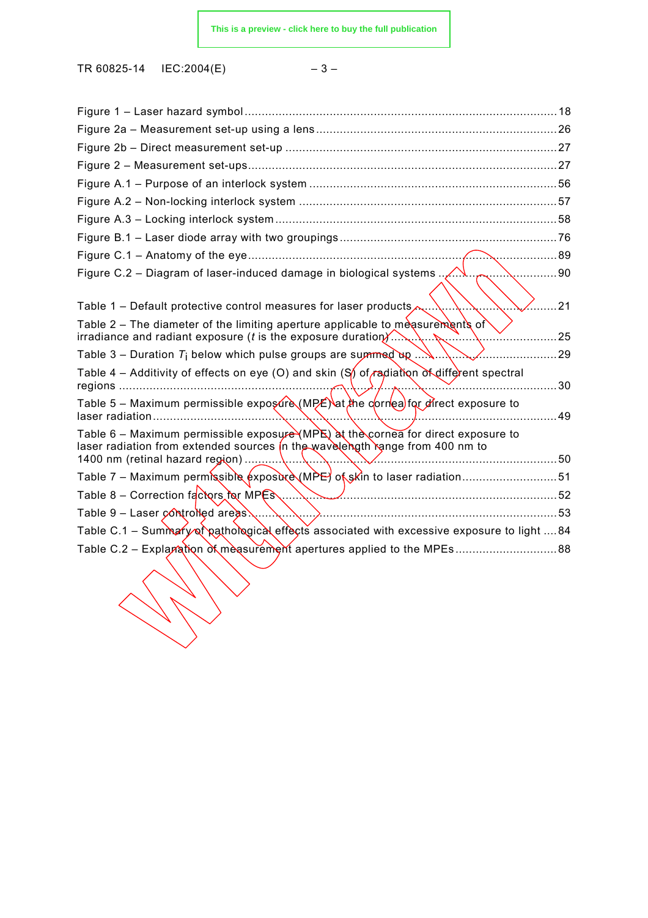Figure 1 – Laser hazard symbol ............................................................................................18
Figure 2a – Measurement set-up using a lens ......................................................................26
Figure 2b – Direct measurement set-up ...............................................................................27
Figure 2 – Measurement set-ups...........................................................................................27
Figure A.1 – Purpose of an interlock system ........................................................................56
Figure A.2 – Non-locking interlock system ............................................................................57
Figure A.3 – Locking interlock system ...................................................................................58
Figure B.1 – Laser diode array with two groupings ................................................................76
Figure C.1 – Anatomy of the eye...........................................................................................89
Figure C.2 – Diagram of laser-induced damage in biological systems ....................................90

Table 1 – Default protective control measures for laser products ...........................................21
Table 2 – The diameter of the limiting aperture applicable to measurements of irradiance and radiant exposure (*t* is the exposure duration) ..................................................25
Table 3 – Duration $T_i$ below which pulse groups are summed up ...........................................29
Table 4 – Additivity of effects on eye (O) and skin (S) of radiation of different spectral regions ................................................................................................................................30
Table 5 – Maximum permissible exposure (MPE) at the cornea for direct exposure to laser radiation ........................................................................................................................49
Table 6 – Maximum permissible exposure (MPE) at the cornea for direct exposure to laser radiation from extended sources in the wavelength range from 400 nm to 1400 nm (retinal hazard region) ..........................................................................................50
Table 7 – Maximum permissible exposure (MPE) of skin to laser radiation............................51
Table 8 – Correction factors for MPEs ..................................................................................52
Table 9 – Laser controlled areas............................................................................................53
Table C.1 – Summary of pathological effects associated with excessive exposure to light ....84
Table C.2 – Explanation of measurement apertures applied to the MPEs ..............................88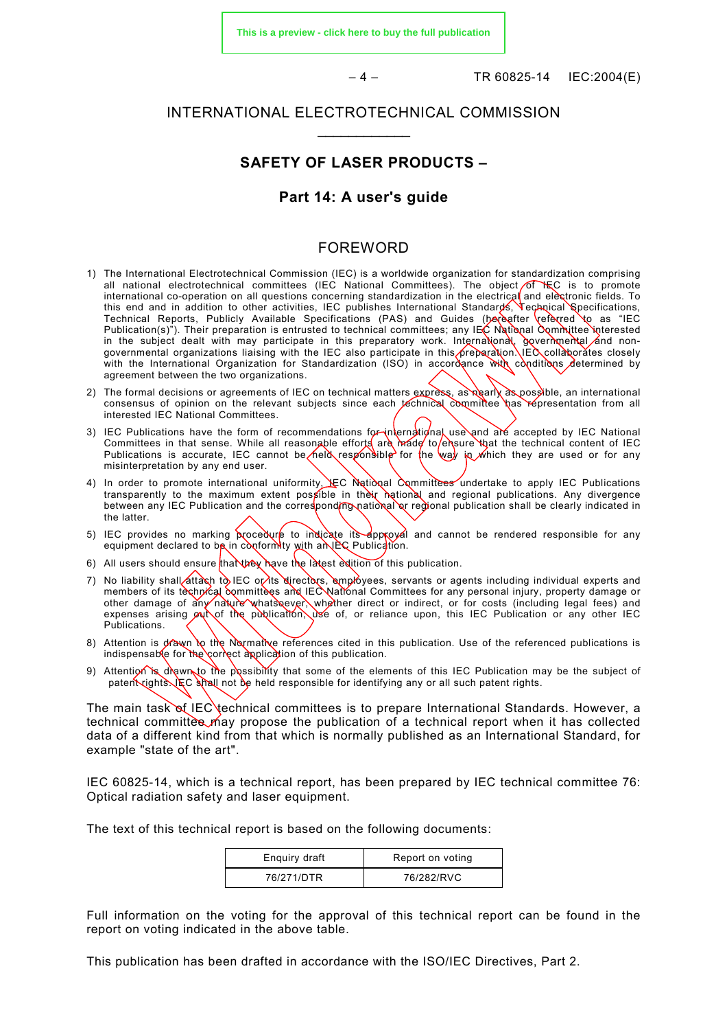# INTERNATIONAL ELECTROTECHNICAL COMMISSION

___________

## SAFETY OF LASER PRODUCTS –

## Part 14: A user's guide

## FOREWORD

1) The International Electrotechnical Commission (IEC) is a worldwide organization for standardization comprising all national electrotechnical committees (IEC National Committees). The object of IEC is to promote international co-operation on all questions concerning standardization in the electrical and electronic fields. To this end and in addition to other activities, IEC publishes International Standards, Technical Specifications, Technical Reports, Publicly Available Specifications (PAS) and Guides (hereafter referred to as "IEC Publication(s)"). Their preparation is entrusted to technical committees; any IEC National Committee interested in the subject dealt with may participate in this preparatory work. International, governmental and non-governmental organizations liaising with the IEC also participate in this preparation. IEC collaborates closely with the International Organization for Standardization (ISO) in accordance with conditions determined by agreement between the two organizations.
2) The formal decisions or agreements of IEC on technical matters express, as nearly as possible, an international consensus of opinion on the relevant subjects since each technical committee has representation from all interested IEC National Committees.
3) IEC Publications have the form of recommendations for international use and are accepted by IEC National Committees in that sense. While all reasonable efforts are made to ensure that the technical content of IEC Publications is accurate, IEC cannot be held responsible for the way in which they are used or for any misinterpretation by any end user.
4) In order to promote international uniformity, IEC National Committees undertake to apply IEC Publications transparently to the maximum extent possible in their national and regional publications. Any divergence between any IEC Publication and the corresponding national or regional publication shall be clearly indicated in the latter.
5) IEC provides no marking procedure to indicate its approval and cannot be rendered responsible for any equipment declared to be in conformity with an IEC Publication.
6) All users should ensure that they have the latest edition of this publication.
7) No liability shall attach to IEC or its directors, employees, servants or agents including individual experts and members of its technical committees and IEC National Committees for any personal injury, property damage or other damage of any nature whatsoever, whether direct or indirect, or for costs (including legal fees) and expenses arising out of the publication, use of, or reliance upon, this IEC Publication or any other IEC Publications.
8) Attention is drawn to the Normative references cited in this publication. Use of the referenced publications is indispensable for the correct application of this publication.
9) Attention is drawn to the possibility that some of the elements of this IEC Publication may be the subject of patent rights. IEC shall not be held responsible for identifying any or all such patent rights.

The main task of IEC technical committees is to prepare International Standards. However, a technical committee may propose the publication of a technical report when it has collected data of a different kind from that which is normally published as an International Standard, for example "state of the art".

IEC 60825-14, which is a technical report, has been prepared by IEC technical committee 76: Optical radiation safety and laser equipment.

The text of this technical report is based on the following documents:

| Enquiry draft | Report on voting |
|---|---|
| 76/271/DTR | 76/282/RVC |

Full information on the voting for the approval of this technical report can be found in the report on voting indicated in the above table.

This publication has been drafted in accordance with the ISO/IEC Directives, Part 2.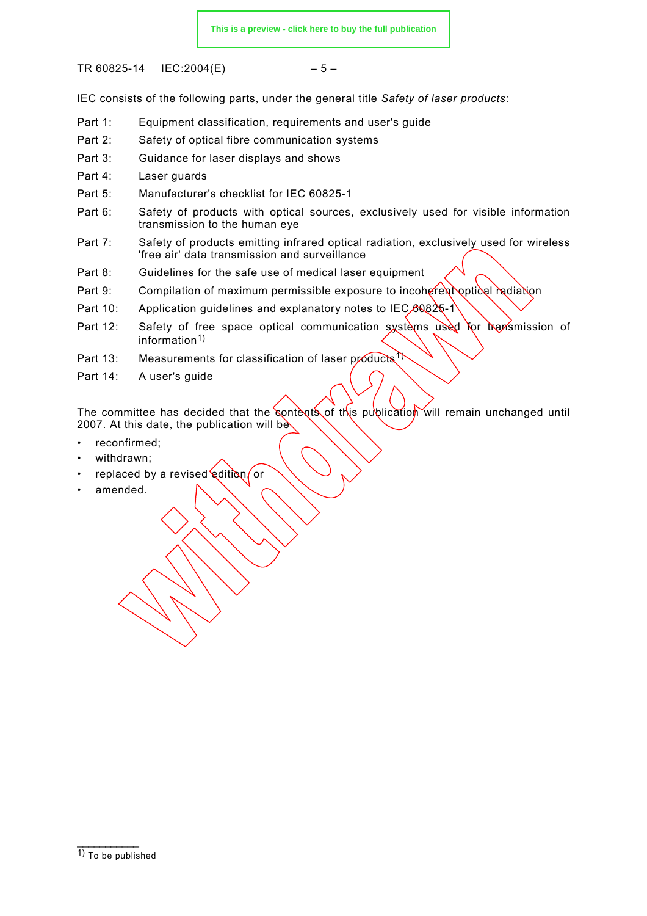IEC consists of the following parts, under the general title *Safety of laser products*:

| | |
|---|---|
| Part 1: | Equipment classification, requirements and user's guide |
| Part 2: | Safety of optical fibre communication systems |
| Part 3: | Guidance for laser displays and shows |
| Part 4: | Laser guards |
| Part 5: | Manufacturer's checklist for IEC 60825-1 |
| Part 6: | Safety of products with optical sources, exclusively used for visible information transmission to the human eye |
| Part 7: | Safety of products emitting infrared optical radiation, exclusively used for wireless 'free air' data transmission and surveillance |
| Part 8: | Guidelines for the safe use of medical laser equipment |
| Part 9: | Compilation of maximum permissible exposure to incoherent optical radiation |
| Part 10: | Application guidelines and explanatory notes to IEC 60825-1 |
| Part 12: | Safety of free space optical communication systems used for transmission of information[1)] |
| Part 13: | Measurements for classification of laser products[1)] |
| Part 14: | A user's guide |

The committee has decided that the contents of this publication will remain unchanged until 2007. At this date, the publication will be

- reconfirmed;
- withdrawn;
- replaced by a revised edition, or
- amended.

---

1) To be published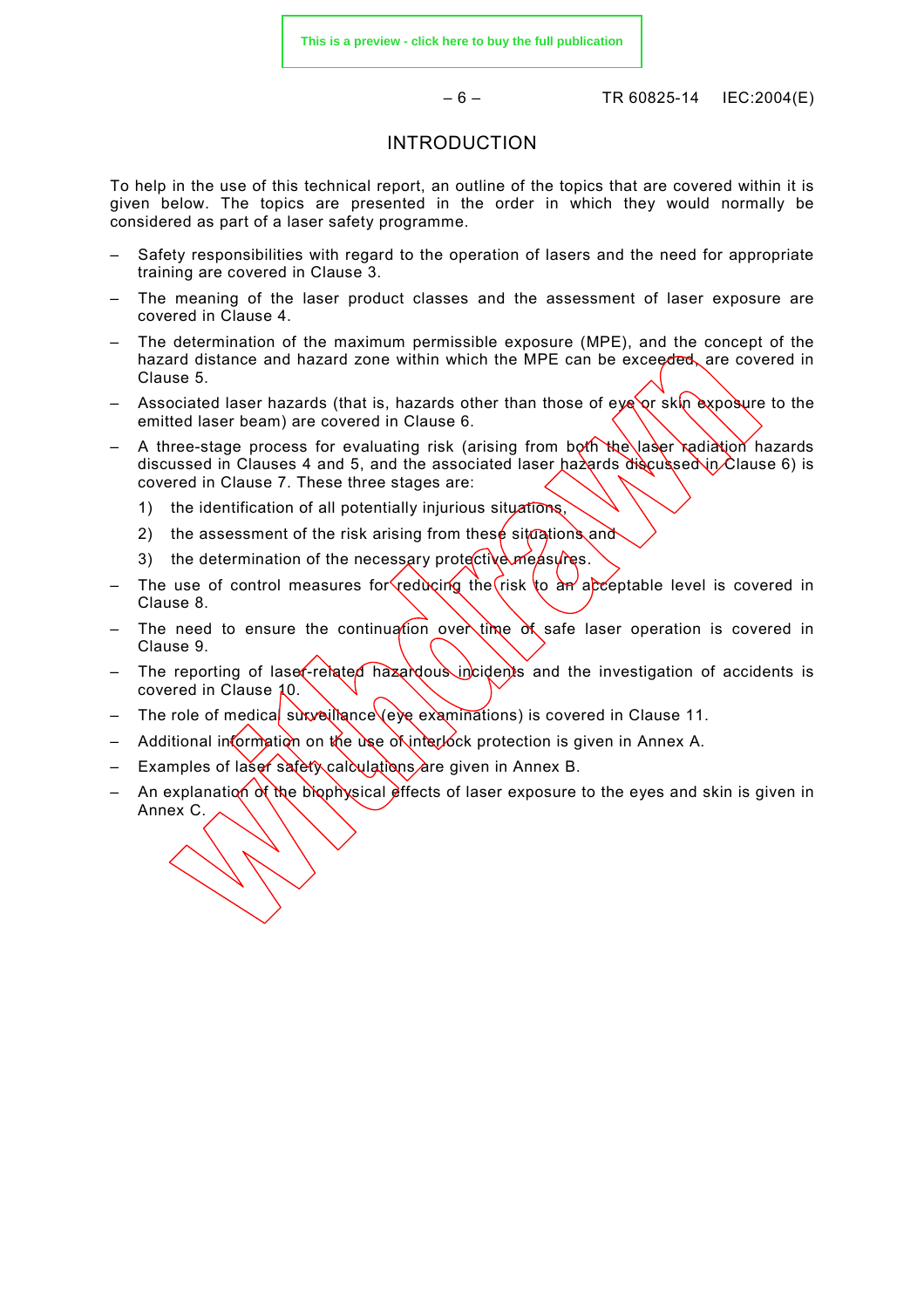# INTRODUCTION

To help in the use of this technical report, an outline of the topics that are covered within it is given below. The topics are presented in the order in which they would normally be considered as part of a laser safety programme.

- Safety responsibilities with regard to the operation of lasers and the need for appropriate training are covered in Clause 3.
- The meaning of the laser product classes and the assessment of laser exposure are covered in Clause 4.
- The determination of the maximum permissible exposure (MPE), and the concept of the hazard distance and hazard zone within which the MPE can be exceeded, are covered in Clause 5.
- Associated laser hazards (that is, hazards other than those of eye or skin exposure to the emitted laser beam) are covered in Clause 6.
- A three-stage process for evaluating risk (arising from both the laser radiation hazards discussed in Clauses 4 and 5, and the associated laser hazards discussed in Clause 6) is covered in Clause 7. These three stages are:
  1) the identification of all potentially injurious situations,
  2) the assessment of the risk arising from these situations and
  3) the determination of the necessary protective measures.
- The use of control measures for reducing the risk to an acceptable level is covered in Clause 8.
- The need to ensure the continuation over time of safe laser operation is covered in Clause 9.
- The reporting of laser-related hazardous incidents and the investigation of accidents is covered in Clause 10.
- The role of medical surveillance (eye examinations) is covered in Clause 11.
- Additional information on the use of interlock protection is given in Annex A.
- Examples of laser safety calculations are given in Annex B.
- An explanation of the biophysical effects of laser exposure to the eyes and skin is given in Annex C.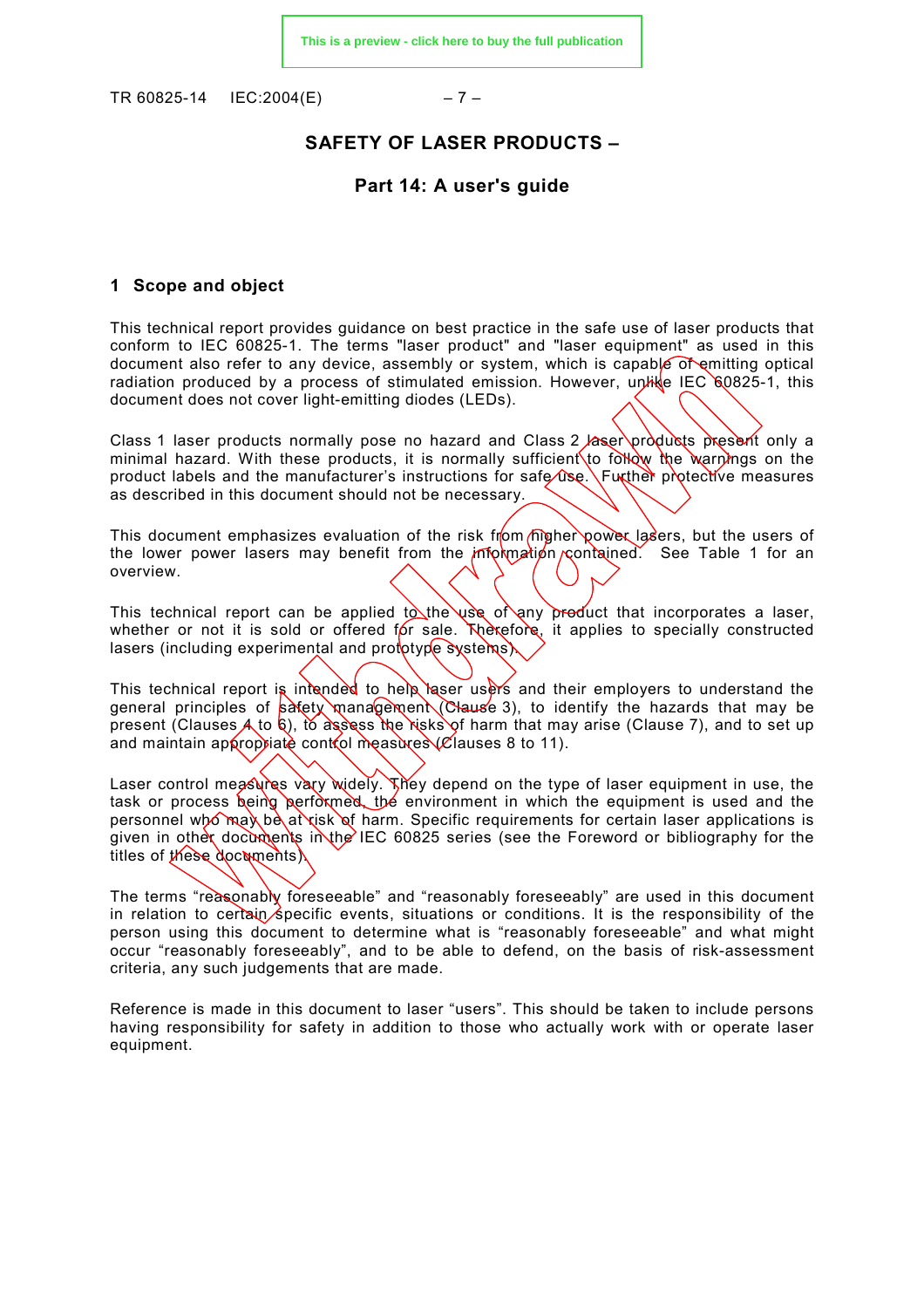# SAFETY OF LASER PRODUCTS –

## Part 14: A user's guide

### 1 Scope and object

This technical report provides guidance on best practice in the safe use of laser products that conform to IEC 60825-1. The terms "laser product" and "laser equipment" as used in this document also refer to any device, assembly or system, which is capable of emitting optical radiation produced by a process of stimulated emission. However, unlike IEC 60825-1, this document does not cover light-emitting diodes (LEDs).

Class 1 laser products normally pose no hazard and Class 2 laser products present only a minimal hazard. With these products, it is normally sufficient to follow the warnings on the product labels and the manufacturer's instructions for safe use. Further protective measures as described in this document should not be necessary.

This document emphasizes evaluation of the risk from higher power lasers, but the users of the lower power lasers may benefit from the information contained. See Table 1 for an overview.

This technical report can be applied to the use of any product that incorporates a laser, whether or not it is sold or offered for sale. Therefore, it applies to specially constructed lasers (including experimental and prototype systems).

This technical report is intended to help laser users and their employers to understand the general principles of safety management (Clause 3), to identify the hazards that may be present (Clauses 4 to 6), to assess the risks of harm that may arise (Clause 7), and to set up and maintain appropriate control measures (Clauses 8 to 11).

Laser control measures vary widely. They depend on the type of laser equipment in use, the task or process being performed, the environment in which the equipment is used and the personnel who may be at risk of harm. Specific requirements for certain laser applications is given in other documents in the IEC 60825 series (see the Foreword or bibliography for the titles of these documents).

The terms "reasonably foreseeable" and "reasonably foreseeably" are used in this document in relation to certain specific events, situations or conditions. It is the responsibility of the person using this document to determine what is "reasonably foreseeable" and what might occur "reasonably foreseeably", and to be able to defend, on the basis of risk-assessment criteria, any such judgements that are made.

Reference is made in this document to laser "users". This should be taken to include persons having responsibility for safety in addition to those who actually work with or operate laser equipment.